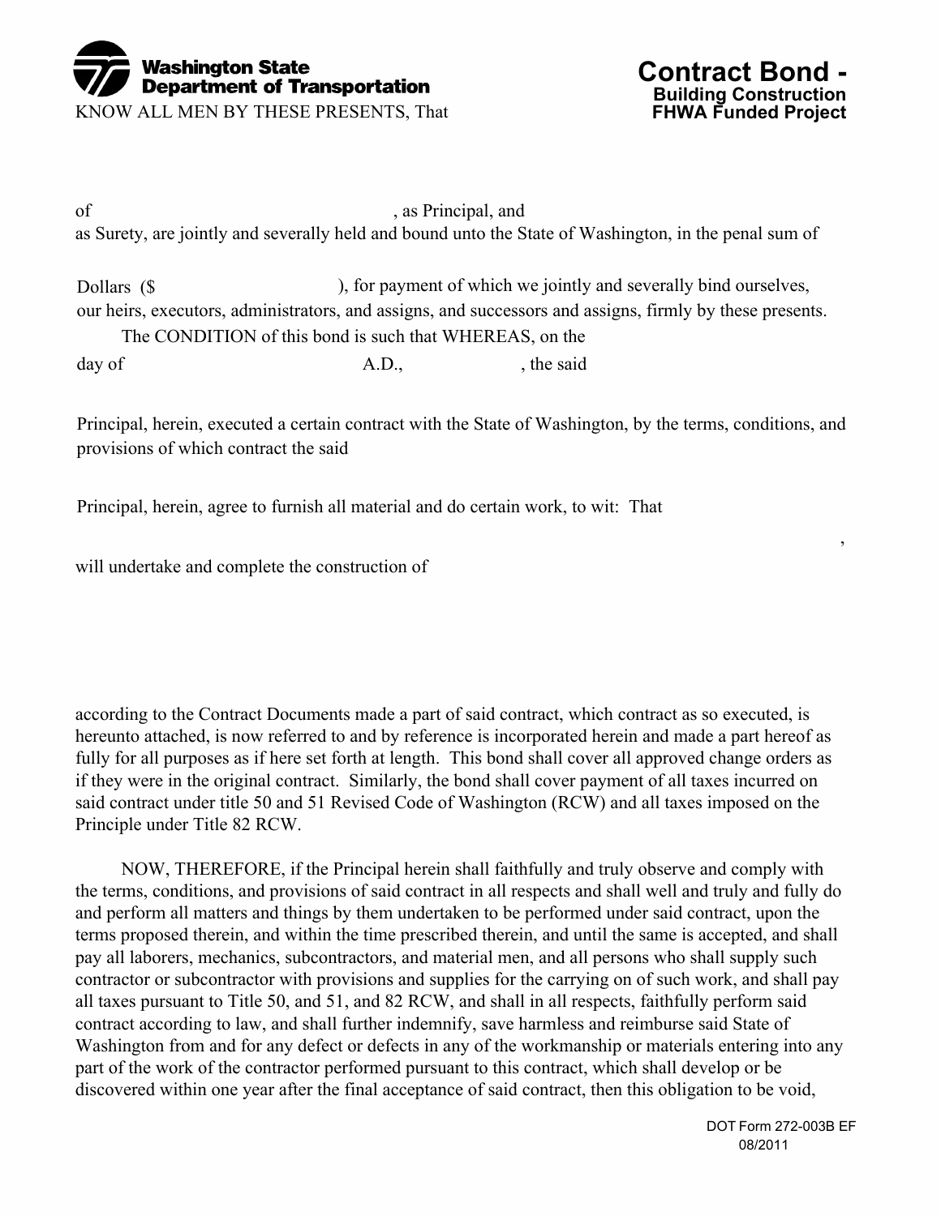**Washington State Department of Transportation**

# Contract Bond -
**Building Construction**
**FHWA Funded Project**

KNOW ALL MEN BY THESE PRESENTS, That

of , as Principal, and
as Surety, are jointly and severally held and bound unto the State of Washington, in the penal sum of

Dollars ($ ), for payment of which we jointly and severally bind ourselves, our heirs, executors, administrators, and assigns, and successors and assigns, firmly by these presents.

The CONDITION of this bond is such that WHEREAS, on the
day of A.D., , the said

Principal, herein, executed a certain contract with the State of Washington, by the terms, conditions, and provisions of which contract the said

Principal, herein, agree to furnish all material and do certain work, to wit: That
,
will undertake and complete the construction of

according to the Contract Documents made a part of said contract, which contract as so executed, is hereunto attached, is now referred to and by reference is incorporated herein and made a part hereof as fully for all purposes as if here set forth at length. This bond shall cover all approved change orders as if they were in the original contract. Similarly, the bond shall cover payment of all taxes incurred on said contract under title 50 and 51 Revised Code of Washington (RCW) and all taxes imposed on the Principle under Title 82 RCW.

NOW, THEREFORE, if the Principal herein shall faithfully and truly observe and comply with the terms, conditions, and provisions of said contract in all respects and shall well and truly and fully do and perform all matters and things by them undertaken to be performed under said contract, upon the terms proposed therein, and within the time prescribed therein, and until the same is accepted, and shall pay all laborers, mechanics, subcontractors, and material men, and all persons who shall supply such contractor or subcontractor with provisions and supplies for the carrying on of such work, and shall pay all taxes pursuant to Title 50, and 51, and 82 RCW, and shall in all respects, faithfully perform said contract according to law, and shall further indemnify, save harmless and reimburse said State of Washington from and for any defect or defects in any of the workmanship or materials entering into any part of the work of the contractor performed pursuant to this contract, which shall develop or be discovered within one year after the final acceptance of said contract, then this obligation to be void,

DOT Form 272-003B EF
08/2011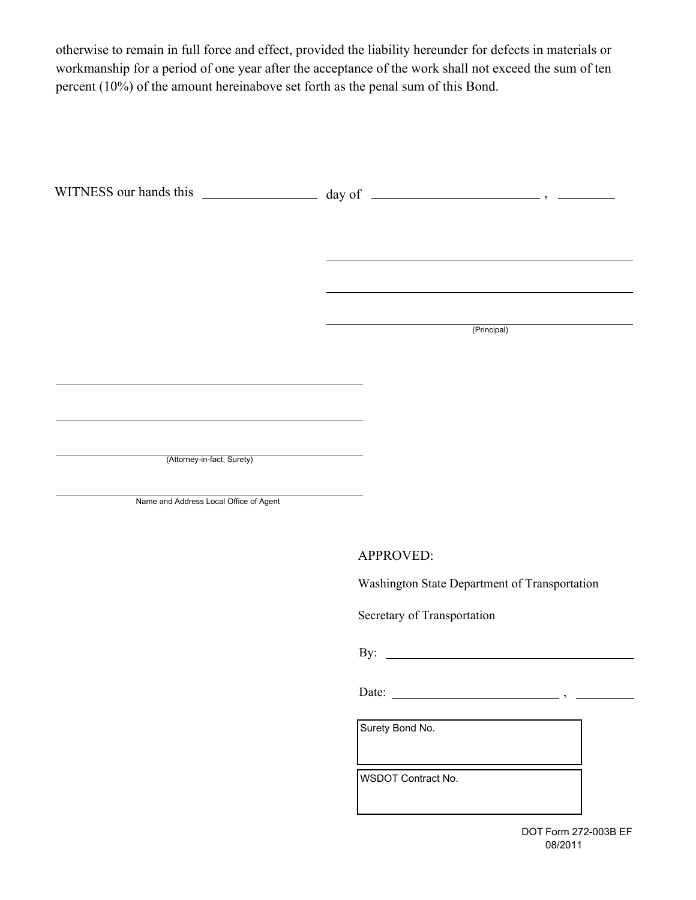otherwise to remain in full force and effect, provided the liability hereunder for defects in materials or workmanship for a period of one year after the acceptance of the work shall not exceed the sum of ten percent (10%) of the amount hereinabove set forth as the penal sum of this Bond.

WITNESS our hands this \_\_\_\_\_\_\_\_\_\_\_\_\_\_\_\_ day of \_\_\_\_\_\_\_\_\_\_\_\_\_\_\_\_\_\_\_\_\_\_\_\_ , \_\_\_\_\_\_\_\_

\_\_\_\_\_\_\_\_\_\_\_\_\_\_\_\_\_\_\_\_\_\_\_\_\_\_\_\_\_\_\_\_\_\_\_\_\_\_\_\_

\_\_\_\_\_\_\_\_\_\_\_\_\_\_\_\_\_\_\_\_\_\_\_\_\_\_\_\_\_\_\_\_\_\_\_\_\_\_\_\_

\_\_\_\_\_\_\_\_\_\_\_\_\_\_\_\_\_\_\_\_\_\_\_\_\_\_\_\_\_\_\_\_\_\_\_\_\_\_\_\_
(Principal)

\_\_\_\_\_\_\_\_\_\_\_\_\_\_\_\_\_\_\_\_\_\_\_\_\_\_\_\_\_\_\_\_\_\_\_\_\_\_\_\_

\_\_\_\_\_\_\_\_\_\_\_\_\_\_\_\_\_\_\_\_\_\_\_\_\_\_\_\_\_\_\_\_\_\_\_\_\_\_\_\_

\_\_\_\_\_\_\_\_\_\_\_\_\_\_\_\_\_\_\_\_\_\_\_\_\_\_\_\_\_\_\_\_\_\_\_\_\_\_\_\_
(Attorney-in-fact, Surety)

\_\_\_\_\_\_\_\_\_\_\_\_\_\_\_\_\_\_\_\_\_\_\_\_\_\_\_\_\_\_\_\_\_\_\_\_\_\_\_\_
Name and Address Local Office of Agent

APPROVED:

Washington State Department of Transportation

Secretary of Transportation

By: \_\_\_\_\_\_\_\_\_\_\_\_\_\_\_\_\_\_\_\_\_\_\_\_\_\_\_\_\_\_\_\_\_\_

Date: \_\_\_\_\_\_\_\_\_\_\_\_\_\_\_\_\_\_\_\_\_\_ , \_\_\_\_\_\_\_\_

| |
|---|
| Surety Bond No. |
| WSDOT Contract No. |

DOT Form 272-003B EF
08/2011